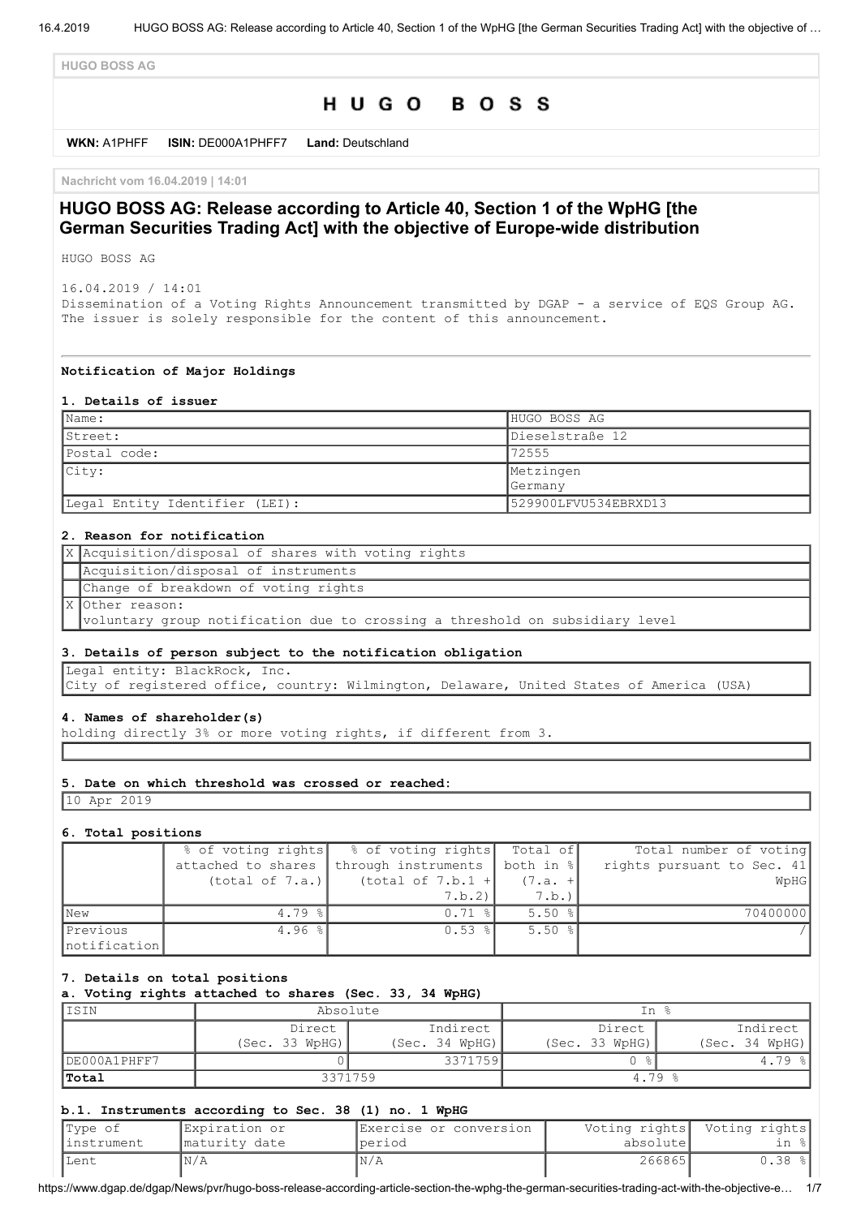HUGO BOSS AG

# H U G O   B O S S

**WKN:** A1PHFF **ISIN:** DE000A1PHFF7 **Land:** Deutschland

**Nachricht vom 16.04.2019 | 14:01**

## HUGO BOSS AG: Release according to Article 40, Section 1 of the WpHG [the German Securities Trading Act] with the objective of Europe-wide distribution

HUGO BOSS AG

16.04.2019 / 14:01
Dissemination of a Voting Rights Announcement transmitted by DGAP - a service of EQS Group AG.
The issuer is solely responsible for the content of this announcement.

---

**Notification of Major Holdings**

**1. Details of issuer**

| | |
|---|---|
| Name: | HUGO BOSS AG |
| Street: | Dieselstraße 12 |
| Postal code: | 72555 |
| City: | Metzingen Germany |
| Legal Entity Identifier (LEI): | 529900LFVU534EBRXD13 |

**2. Reason for notification**

| | |
|---|---|
| X | Acquisition/disposal of shares with voting rights |
| | Acquisition/disposal of instruments |
| | Change of breakdown of voting rights |
| X | Other reason: voluntary group notification due to crossing a threshold on subsidiary level |

**3. Details of person subject to the notification obligation**

Legal entity: BlackRock, Inc.
City of registered office, country: Wilmington, Delaware, United States of America (USA)

**4. Names of shareholder(s)**

holding directly 3% or more voting rights, if different from 3.

**5. Date on which threshold was crossed or reached:**

10 Apr 2019

**6. Total positions**

| | % of voting rights attached to shares (total of 7.a.) | % of voting rights through instruments (total of 7.b.1 + 7.b.2) | Total of both in % (7.a. + 7.b.) | Total number of voting rights pursuant to Sec. 41 WpHG |
|---|---|---|---|---|
| New | 4.79 % | 0.71 % | 5.50 % | 70400000 |
| Previous notification | 4.96 % | 0.53 % | 5.50 % | / |

**7. Details on total positions**

**a. Voting rights attached to shares (Sec. 33, 34 WpHG)**

| ISIN | Absolute | | In % | |
|---|---|---|---|---|
| | Direct (Sec. 33 WpHG) | Indirect (Sec. 34 WpHG) | Direct (Sec. 33 WpHG) | Indirect (Sec. 34 WpHG) |
| DE000A1PHFF7 | 0 | 3371759 | 0 % | 4.79 % |
| **Total** | 3371759 | | 4.79 % | |

**b.1. Instruments according to Sec. 38 (1) no. 1 WpHG**

| Type of instrument | Expiration or maturity date | Exercise or conversion period | Voting rights absolute | Voting rights in % |
|---|---|---|---|---|
| Lent | N/A | N/A | 266865 | 0.38 % |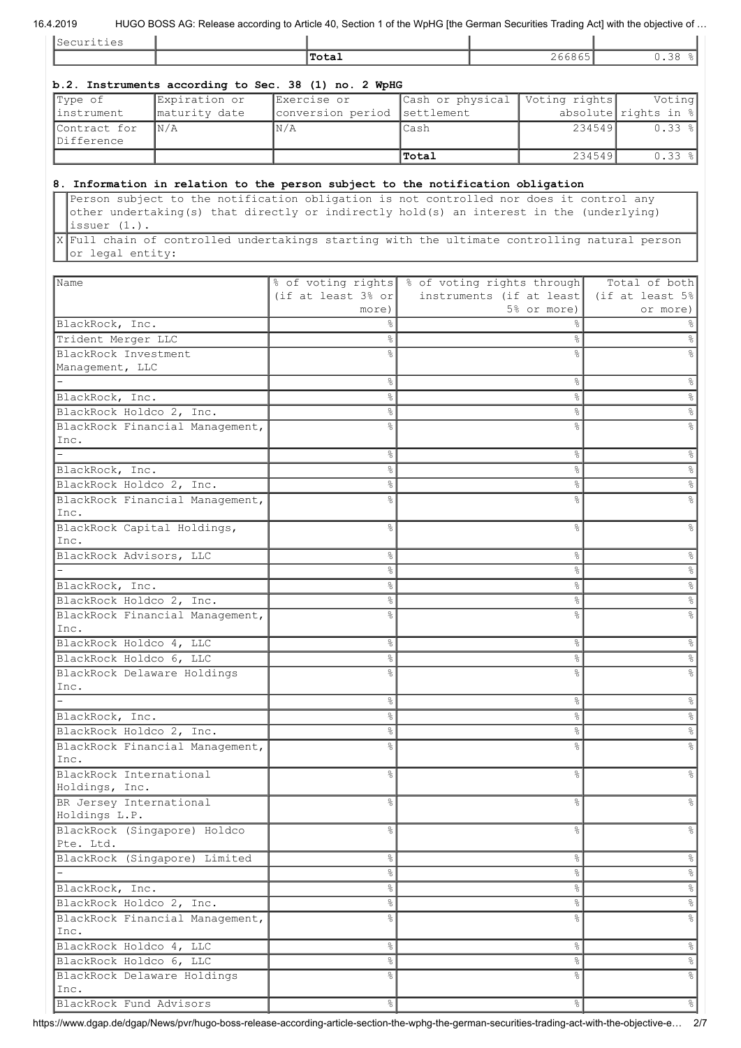| Securities | | | | |
|---|---|---|---|---|
| | | **Total** | 266865 | 0.38 % |

**b.2. Instruments according to Sec. 38 (1) no. 2 WpHG**

| Type of instrument | Expiration or maturity date | Exercise or conversion period | Cash or physical settlement | Voting rights absolute | Voting rights in % |
|---|---|---|---|---|---|
| Contract for Difference | N/A | N/A | Cash | 234549 | 0.33 % |
| | | | **Total** | 234549 | 0.33 % |

**8. Information in relation to the person subject to the notification obligation**

| | |
|---|---|
| | Person subject to the notification obligation is not controlled nor does it control any other undertaking(s) that directly or indirectly hold(s) an interest in the (underlying) issuer (1.). |
| X | Full chain of controlled undertakings starting with the ultimate controlling natural person or legal entity: |

| Name | % of voting rights (if at least 3% or more) | % of voting rights through instruments (if at least 5% or more) | Total of both (if at least 5% or more) |
|---|---|---|---|
| BlackRock, Inc. | % | % | % |
| Trident Merger LLC | % | % | % |
| BlackRock Investment Management, LLC | % | % | % |
| - | % | % | % |
| BlackRock, Inc. | % | % | % |
| BlackRock Holdco 2, Inc. | % | % | % |
| BlackRock Financial Management, Inc. | % | % | % |
| - | % | % | % |
| BlackRock, Inc. | % | % | % |
| BlackRock Holdco 2, Inc. | % | % | % |
| BlackRock Financial Management, Inc. | % | % | % |
| BlackRock Capital Holdings, Inc. | % | % | % |
| BlackRock Advisors, LLC | % | % | % |
| - | % | % | % |
| BlackRock, Inc. | % | % | % |
| BlackRock Holdco 2, Inc. | % | % | % |
| BlackRock Financial Management, Inc. | % | % | % |
| BlackRock Holdco 4, LLC | % | % | % |
| BlackRock Holdco 6, LLC | % | % | % |
| BlackRock Delaware Holdings Inc. | % | % | % |
| - | % | % | % |
| BlackRock, Inc. | % | % | % |
| BlackRock Holdco 2, Inc. | % | % | % |
| BlackRock Financial Management, Inc. | % | % | % |
| BlackRock International Holdings, Inc. | % | % | % |
| BR Jersey International Holdings L.P. | % | % | % |
| BlackRock (Singapore) Holdco Pte. Ltd. | % | % | % |
| BlackRock (Singapore) Limited | % | % | % |
| - | % | % | % |
| BlackRock, Inc. | % | % | % |
| BlackRock Holdco 2, Inc. | % | % | % |
| BlackRock Financial Management, Inc. | % | % | % |
| BlackRock Holdco 4, LLC | % | % | % |
| BlackRock Holdco 6, LLC | % | % | % |
| BlackRock Delaware Holdings Inc. | % | % | % |
| BlackRock Fund Advisors | % | % | % |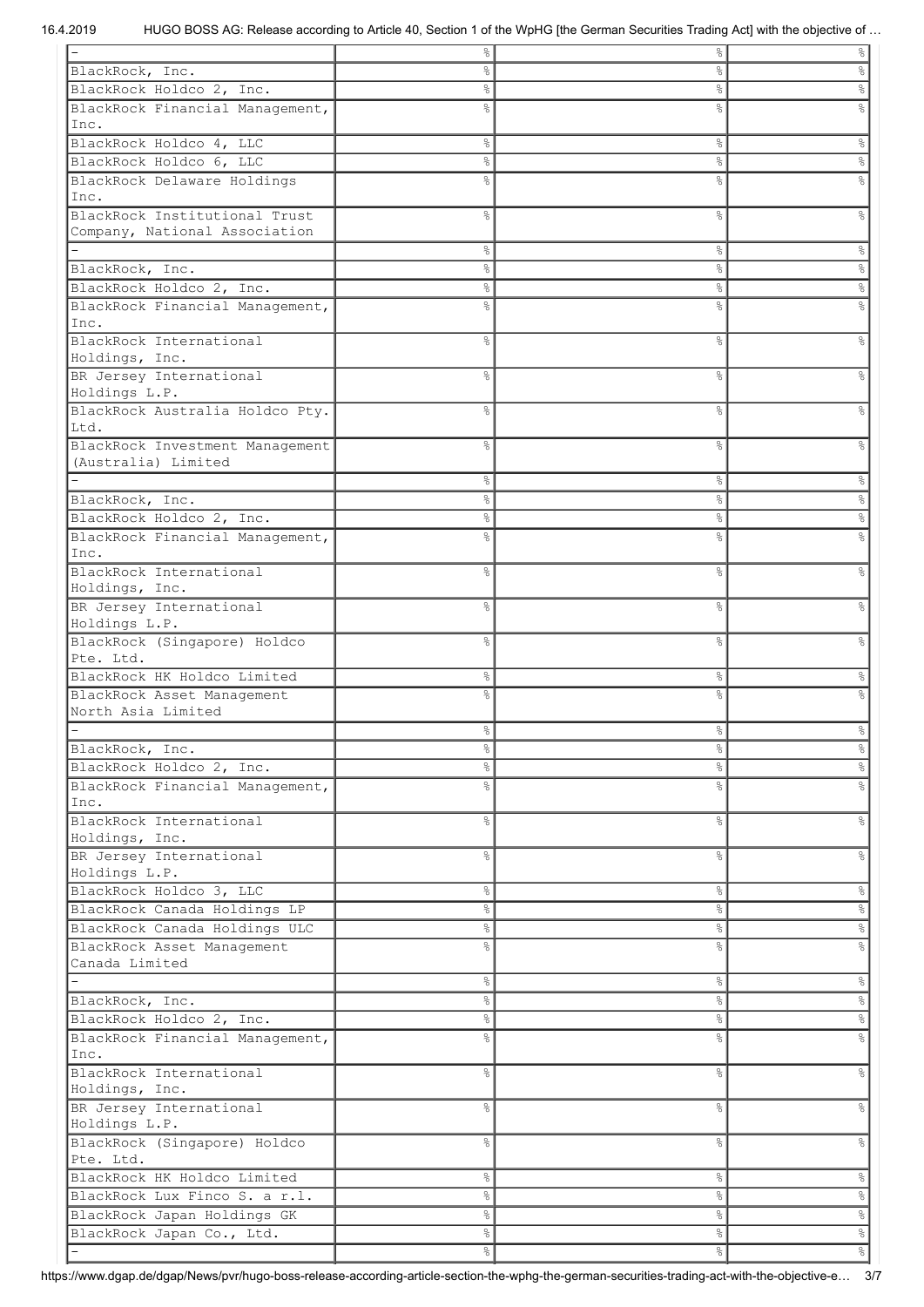| | | | |
|---|---|---|---|
| - | % | % | % |
| BlackRock, Inc. | % | % | % |
| BlackRock Holdco 2, Inc. | % | % | % |
| BlackRock Financial Management, Inc. | % | % | % |
| BlackRock Holdco 4, LLC | % | % | % |
| BlackRock Holdco 6, LLC | % | % | % |
| BlackRock Delaware Holdings Inc. | % | % | % |
| BlackRock Institutional Trust Company, National Association | % | % | % |
| - | % | % | % |
| BlackRock, Inc. | % | % | % |
| BlackRock Holdco 2, Inc. | % | % | % |
| BlackRock Financial Management, Inc. | % | % | % |
| BlackRock International Holdings, Inc. | % | % | % |
| BR Jersey International Holdings L.P. | % | % | % |
| BlackRock Australia Holdco Pty. Ltd. | % | % | % |
| BlackRock Investment Management (Australia) Limited | % | % | % |
| - | % | % | % |
| BlackRock, Inc. | % | % | % |
| BlackRock Holdco 2, Inc. | % | % | % |
| BlackRock Financial Management, Inc. | % | % | % |
| BlackRock International Holdings, Inc. | % | % | % |
| BR Jersey International Holdings L.P. | % | % | % |
| BlackRock (Singapore) Holdco Pte. Ltd. | % | % | % |
| BlackRock HK Holdco Limited | % | % | % |
| BlackRock Asset Management North Asia Limited | % | % | % |
| - | % | % | % |
| BlackRock, Inc. | % | % | % |
| BlackRock Holdco 2, Inc. | % | % | % |
| BlackRock Financial Management, Inc. | % | % | % |
| BlackRock International Holdings, Inc. | % | % | % |
| BR Jersey International Holdings L.P. | % | % | % |
| BlackRock Holdco 3, LLC | % | % | % |
| BlackRock Canada Holdings LP | % | % | % |
| BlackRock Canada Holdings ULC | % | % | % |
| BlackRock Asset Management Canada Limited | % | % | % |
| - | % | % | % |
| BlackRock, Inc. | % | % | % |
| BlackRock Holdco 2, Inc. | % | % | % |
| BlackRock Financial Management, Inc. | % | % | % |
| BlackRock International Holdings, Inc. | % | % | % |
| BR Jersey International Holdings L.P. | % | % | % |
| BlackRock (Singapore) Holdco Pte. Ltd. | % | % | % |
| BlackRock HK Holdco Limited | % | % | % |
| BlackRock Lux Finco S. a r.l. | % | % | % |
| BlackRock Japan Holdings GK | % | % | % |
| BlackRock Japan Co., Ltd. | % | % | % |
| - | % | % | % |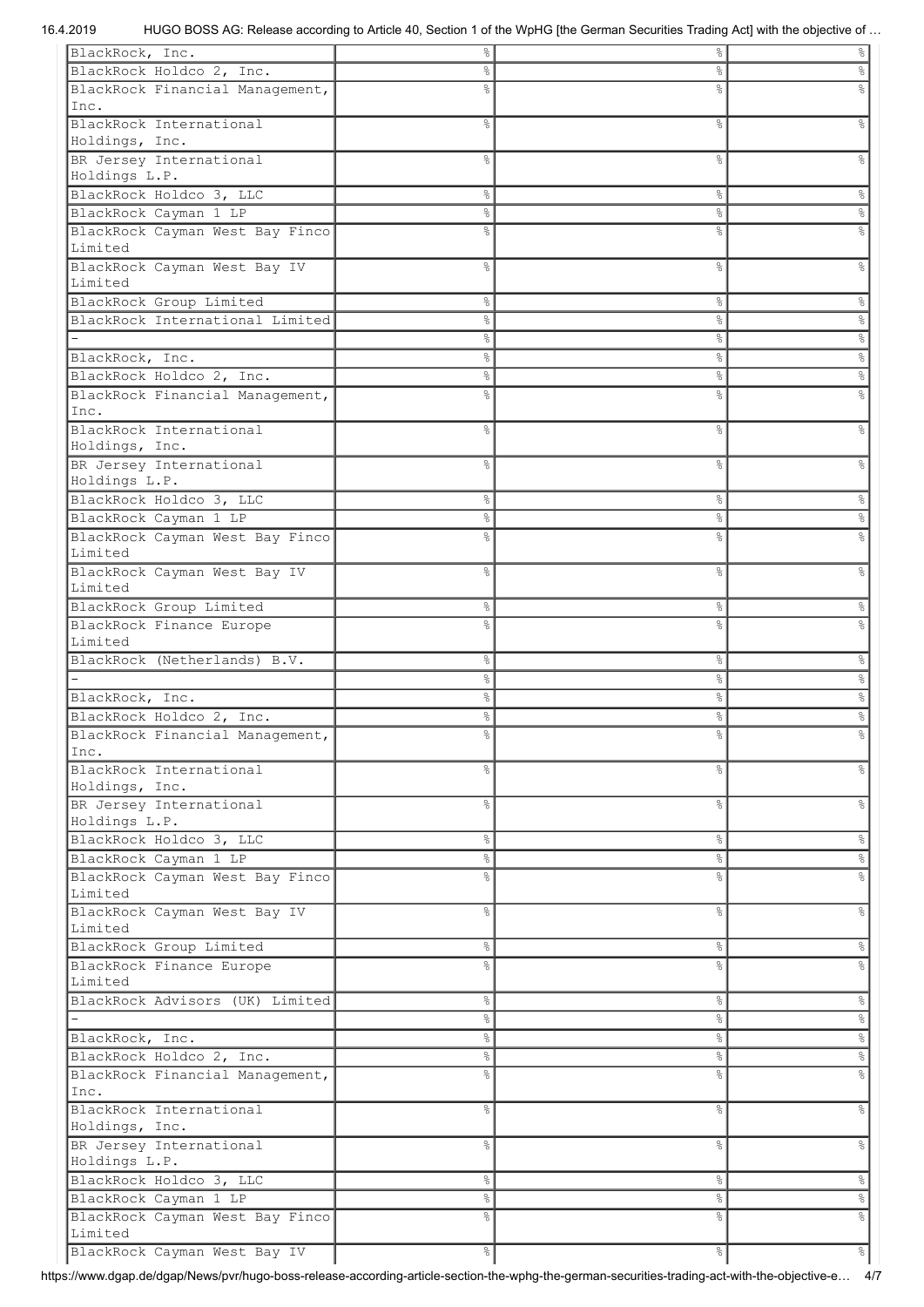| | | | |
|---|---|---|---|
| BlackRock, Inc. | % | % | % |
| BlackRock Holdco 2, Inc. | % | % | % |
| BlackRock Financial Management, Inc. | % | % | % |
| BlackRock International Holdings, Inc. | % | % | % |
| BR Jersey International Holdings L.P. | % | % | % |
| BlackRock Holdco 3, LLC | % | % | % |
| BlackRock Cayman 1 LP | % | % | % |
| BlackRock Cayman West Bay Finco Limited | % | % | % |
| BlackRock Cayman West Bay IV Limited | % | % | % |
| BlackRock Group Limited | % | % | % |
| BlackRock International Limited | % | % | % |
| - | % | % | % |
| BlackRock, Inc. | % | % | % |
| BlackRock Holdco 2, Inc. | % | % | % |
| BlackRock Financial Management, Inc. | % | % | % |
| BlackRock International Holdings, Inc. | % | % | % |
| BR Jersey International Holdings L.P. | % | % | % |
| BlackRock Holdco 3, LLC | % | % | % |
| BlackRock Cayman 1 LP | % | % | % |
| BlackRock Cayman West Bay Finco Limited | % | % | % |
| BlackRock Cayman West Bay IV Limited | % | % | % |
| BlackRock Group Limited | % | % | % |
| BlackRock Finance Europe Limited | % | % | % |
| BlackRock (Netherlands) B.V. | % | % | % |
| - | % | % | % |
| BlackRock, Inc. | % | % | % |
| BlackRock Holdco 2, Inc. | % | % | % |
| BlackRock Financial Management, Inc. | % | % | % |
| BlackRock International Holdings, Inc. | % | % | % |
| BR Jersey International Holdings L.P. | % | % | % |
| BlackRock Holdco 3, LLC | % | % | % |
| BlackRock Cayman 1 LP | % | % | % |
| BlackRock Cayman West Bay Finco Limited | % | % | % |
| BlackRock Cayman West Bay IV Limited | % | % | % |
| BlackRock Group Limited | % | % | % |
| BlackRock Finance Europe Limited | % | % | % |
| BlackRock Advisors (UK) Limited | % | % | % |
| - | % | % | % |
| BlackRock, Inc. | % | % | % |
| BlackRock Holdco 2, Inc. | % | % | % |
| BlackRock Financial Management, Inc. | % | % | % |
| BlackRock International Holdings, Inc. | % | % | % |
| BR Jersey International Holdings L.P. | % | % | % |
| BlackRock Holdco 3, LLC | % | % | % |
| BlackRock Cayman 1 LP | % | % | % |
| BlackRock Cayman West Bay Finco Limited | % | % | % |
| BlackRock Cayman West Bay IV | % | % | % |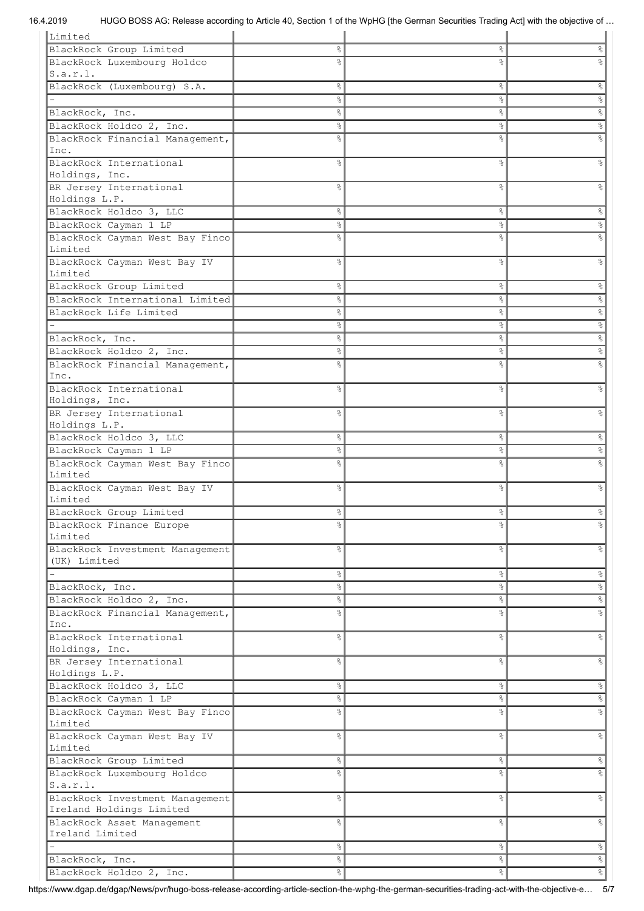| | | | |
|---|---|---|---|
| Limited | | | |
| BlackRock Group Limited | % | % | % |
| BlackRock Luxembourg Holdco S.a.r.l. | % | % | % |
| BlackRock (Luxembourg) S.A. | % | % | % |
| - | % | % | % |
| BlackRock, Inc. | % | % | % |
| BlackRock Holdco 2, Inc. | % | % | % |
| BlackRock Financial Management, Inc. | % | % | % |
| BlackRock International Holdings, Inc. | % | % | % |
| BR Jersey International Holdings L.P. | % | % | % |
| BlackRock Holdco 3, LLC | % | % | % |
| BlackRock Cayman 1 LP | % | % | % |
| BlackRock Cayman West Bay Finco Limited | % | % | % |
| BlackRock Cayman West Bay IV Limited | % | % | % |
| BlackRock Group Limited | % | % | % |
| BlackRock International Limited | % | % | % |
| BlackRock Life Limited | % | % | % |
| - | % | % | % |
| BlackRock, Inc. | % | % | % |
| BlackRock Holdco 2, Inc. | % | % | % |
| BlackRock Financial Management, Inc. | % | % | % |
| BlackRock International Holdings, Inc. | % | % | % |
| BR Jersey International Holdings L.P. | % | % | % |
| BlackRock Holdco 3, LLC | % | % | % |
| BlackRock Cayman 1 LP | % | % | % |
| BlackRock Cayman West Bay Finco Limited | % | % | % |
| BlackRock Cayman West Bay IV Limited | % | % | % |
| BlackRock Group Limited | % | % | % |
| BlackRock Finance Europe Limited | % | % | % |
| BlackRock Investment Management (UK) Limited | % | % | % |
| - | % | % | % |
| BlackRock, Inc. | % | % | % |
| BlackRock Holdco 2, Inc. | % | % | % |
| BlackRock Financial Management, Inc. | % | % | % |
| BlackRock International Holdings, Inc. | % | % | % |
| BR Jersey International Holdings L.P. | % | % | % |
| BlackRock Holdco 3, LLC | % | % | % |
| BlackRock Cayman 1 LP | % | % | % |
| BlackRock Cayman West Bay Finco Limited | % | % | % |
| BlackRock Cayman West Bay IV Limited | % | % | % |
| BlackRock Group Limited | % | % | % |
| BlackRock Luxembourg Holdco S.a.r.l. | % | % | % |
| BlackRock Investment Management Ireland Holdings Limited | % | % | % |
| BlackRock Asset Management Ireland Limited | % | % | % |
| - | % | % | % |
| BlackRock, Inc. | % | % | % |
| BlackRock Holdco 2, Inc. | % | % | % |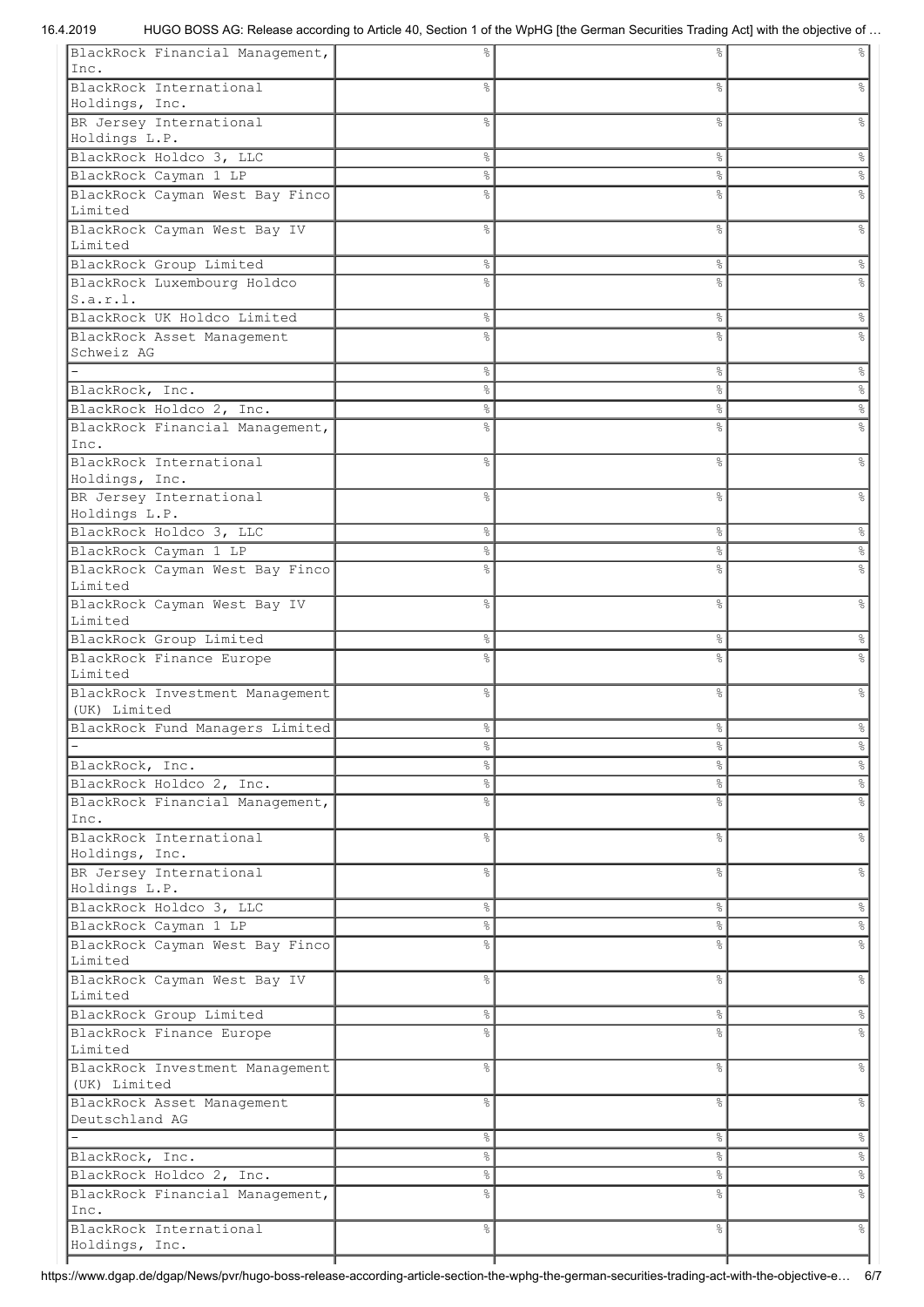| | | | |
|---|---|---|---|
| BlackRock Financial Management, Inc. | % | % | % |
| BlackRock International Holdings, Inc. | % | % | % |
| BR Jersey International Holdings L.P. | % | % | % |
| BlackRock Holdco 3, LLC | % | % | % |
| BlackRock Cayman 1 LP | % | % | % |
| BlackRock Cayman West Bay Finco Limited | % | % | % |
| BlackRock Cayman West Bay IV Limited | % | % | % |
| BlackRock Group Limited | % | % | % |
| BlackRock Luxembourg Holdco S.a.r.l. | % | % | % |
| BlackRock UK Holdco Limited | % | % | % |
| BlackRock Asset Management Schweiz AG | % | % | % |
| - | % | % | % |
| BlackRock, Inc. | % | % | % |
| BlackRock Holdco 2, Inc. | % | % | % |
| BlackRock Financial Management, Inc. | % | % | % |
| BlackRock International Holdings, Inc. | % | % | % |
| BR Jersey International Holdings L.P. | % | % | % |
| BlackRock Holdco 3, LLC | % | % | % |
| BlackRock Cayman 1 LP | % | % | % |
| BlackRock Cayman West Bay Finco Limited | % | % | % |
| BlackRock Cayman West Bay IV Limited | % | % | % |
| BlackRock Group Limited | % | % | % |
| BlackRock Finance Europe Limited | % | % | % |
| BlackRock Investment Management (UK) Limited | % | % | % |
| BlackRock Fund Managers Limited | % | % | % |
| - | % | % | % |
| BlackRock, Inc. | % | % | % |
| BlackRock Holdco 2, Inc. | % | % | % |
| BlackRock Financial Management, Inc. | % | % | % |
| BlackRock International Holdings, Inc. | % | % | % |
| BR Jersey International Holdings L.P. | % | % | % |
| BlackRock Holdco 3, LLC | % | % | % |
| BlackRock Cayman 1 LP | % | % | % |
| BlackRock Cayman West Bay Finco Limited | % | % | % |
| BlackRock Cayman West Bay IV Limited | % | % | % |
| BlackRock Group Limited | % | % | % |
| BlackRock Finance Europe Limited | % | % | % |
| BlackRock Investment Management (UK) Limited | % | % | % |
| BlackRock Asset Management Deutschland AG | % | % | % |
| - | % | % | % |
| BlackRock, Inc. | % | % | % |
| BlackRock Holdco 2, Inc. | % | % | % |
| BlackRock Financial Management, Inc. | % | % | % |
| BlackRock International Holdings, Inc. | % | % | % |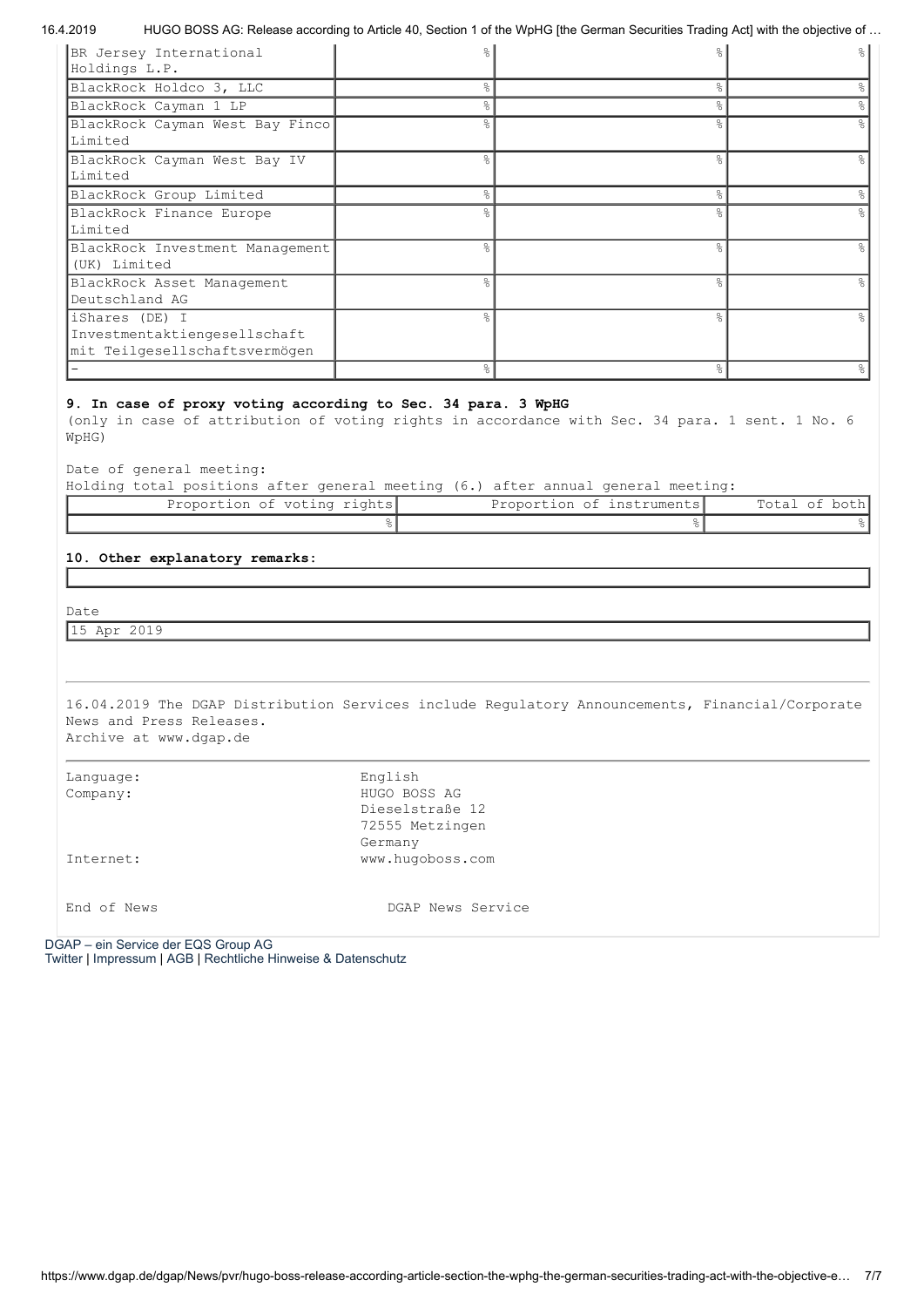| | | | |
|---|---|---|---|
| BR Jersey International Holdings L.P. | % | % | % |
| BlackRock Holdco 3, LLC | % | % | % |
| BlackRock Cayman 1 LP | % | % | % |
| BlackRock Cayman West Bay Finco Limited | % | % | % |
| BlackRock Cayman West Bay IV Limited | % | % | % |
| BlackRock Group Limited | % | % | % |
| BlackRock Finance Europe Limited | % | % | % |
| BlackRock Investment Management (UK) Limited | % | % | % |
| BlackRock Asset Management Deutschland AG | % | % | % |
| iShares (DE) I Investmentaktiengesellschaft mit Teilgesellschaftsvermögen | % | % | % |
| - | % | % | % |

**9. In case of proxy voting according to Sec. 34 para. 3 WpHG**
(only in case of attribution of voting rights in accordance with Sec. 34 para. 1 sent. 1 No. 6 WpHG)

Date of general meeting:
Holding total positions after general meeting (6.) after annual general meeting:

| Proportion of voting rights | Proportion of instruments | Total of both |
|---|---|---|
| % | % | % |

**10. Other explanatory remarks:**

Date
15 Apr 2019

16.04.2019 The DGAP Distribution Services include Regulatory Announcements, Financial/Corporate News and Press Releases.
Archive at www.dgap.de

| | |
|---|---|
| Language: | English |
| Company: | HUGO BOSS AG<br>Dieselstraße 12<br>72555 Metzingen<br>Germany |
| Internet: | www.hugoboss.com |

End of News DGAP News Service

DGAP – ein Service der EQS Group AG
Twitter | Impressum | AGB | Rechtliche Hinweise & Datenschutz